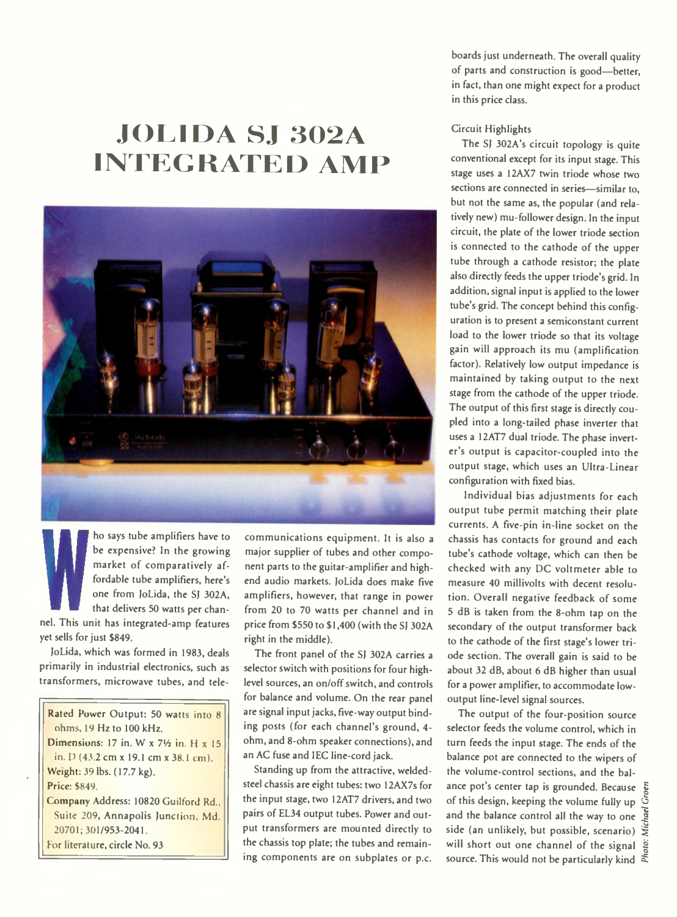# JOLIDA SJ 302A INTEGRATED AMP

Who says tube amplifiers have to be expensive? In the growing market of comparatively affordable tube amplifiers, here's one from JoLida, the SJ 302A, that delivers 50 watts per channel. This unit has integrated-amp features yet sells for just $849.

JoLida, which was formed in 1983, deals primarily in industrial electronics, such as transformers, microwave tubes, and telecommunications equipment. It is also a major supplier of tubes and other component parts to the guitar-amplifier and high-end audio markets. JoLida does make five amplifiers, however, that range in power from 20 to 70 watts per channel and in price from $550 to $1,400 (with the SJ 302A right in the middle).

> **Rated Power Output:** 50 watts into 8 ohms, 19 Hz to 100 kHz.
> **Dimensions:** 17 in. W x 7½ in. H x 15 in. D (43.2 cm x 19.1 cm x 38.1 cm).
> **Weight:** 39 lbs. (17.7 kg).
> **Price:** $849.
> **Company Address:** 10820 Guilford Rd., Suite 209, Annapolis Junction, Md. 20701; 301/953-2041.
> For literature, circle No. 93

The front panel of the SJ 302A carries a selector switch with positions for four high-level sources, an on/off switch, and controls for balance and volume. On the rear panel are signal input jacks, five-way output binding posts (for each channel's ground, 4-ohm, and 8-ohm speaker connections), and an AC fuse and IEC line-cord jack.

Standing up from the attractive, welded-steel chassis are eight tubes: two 12AX7s for the input stage, two 12AT7 drivers, and two pairs of EL34 output tubes. Power and output transformers are mounted directly to the chassis top plate; the tubes and remaining components are on subplates or p.c. boards just underneath. The overall quality of parts and construction is good—better, in fact, than one might expect for a product in this price class.

Circuit Highlights

The SJ 302A's circuit topology is quite conventional except for its input stage. This stage uses a 12AX7 twin triode whose two sections are connected in series—similar to, but not the same as, the popular (and relatively new) mu-follower design. In the input circuit, the plate of the lower triode section is connected to the cathode of the upper tube through a cathode resistor; the plate also directly feeds the upper triode's grid. In addition, signal input is applied to the lower tube's grid. The concept behind this configuration is to present a semiconstant current load to the lower triode so that its voltage gain will approach its mu (amplification factor). Relatively low output impedance is maintained by taking output to the next stage from the cathode of the upper triode. The output of this first stage is directly coupled into a long-tailed phase inverter that uses a 12AT7 dual triode. The phase inverter's output is capacitor-coupled into the output stage, which uses an Ultra-Linear configuration with fixed bias.

Individual bias adjustments for each output tube permit matching their plate currents. A five-pin in-line socket on the chassis has contacts for ground and each tube's cathode voltage, which can then be checked with any DC voltmeter able to measure 40 millivolts with decent resolution. Overall negative feedback of some 5 dB is taken from the 8-ohm tap on the secondary of the output transformer back to the cathode of the first stage's lower triode section. The overall gain is said to be about 32 dB, about 6 dB higher than usual for a power amplifier, to accommodate low-output line-level signal sources.

The output of the four-position source selector feeds the volume control, which in turn feeds the input stage. The ends of the balance pot are connected to the wipers of the volume-control sections, and the balance pot's center tap is grounded. Because of this design, keeping the volume fully up and the balance control all the way to one side (an unlikely, but possible, scenario) will short out one channel of the signal source. This would not be particularly kind

*Photo: Michael Groen*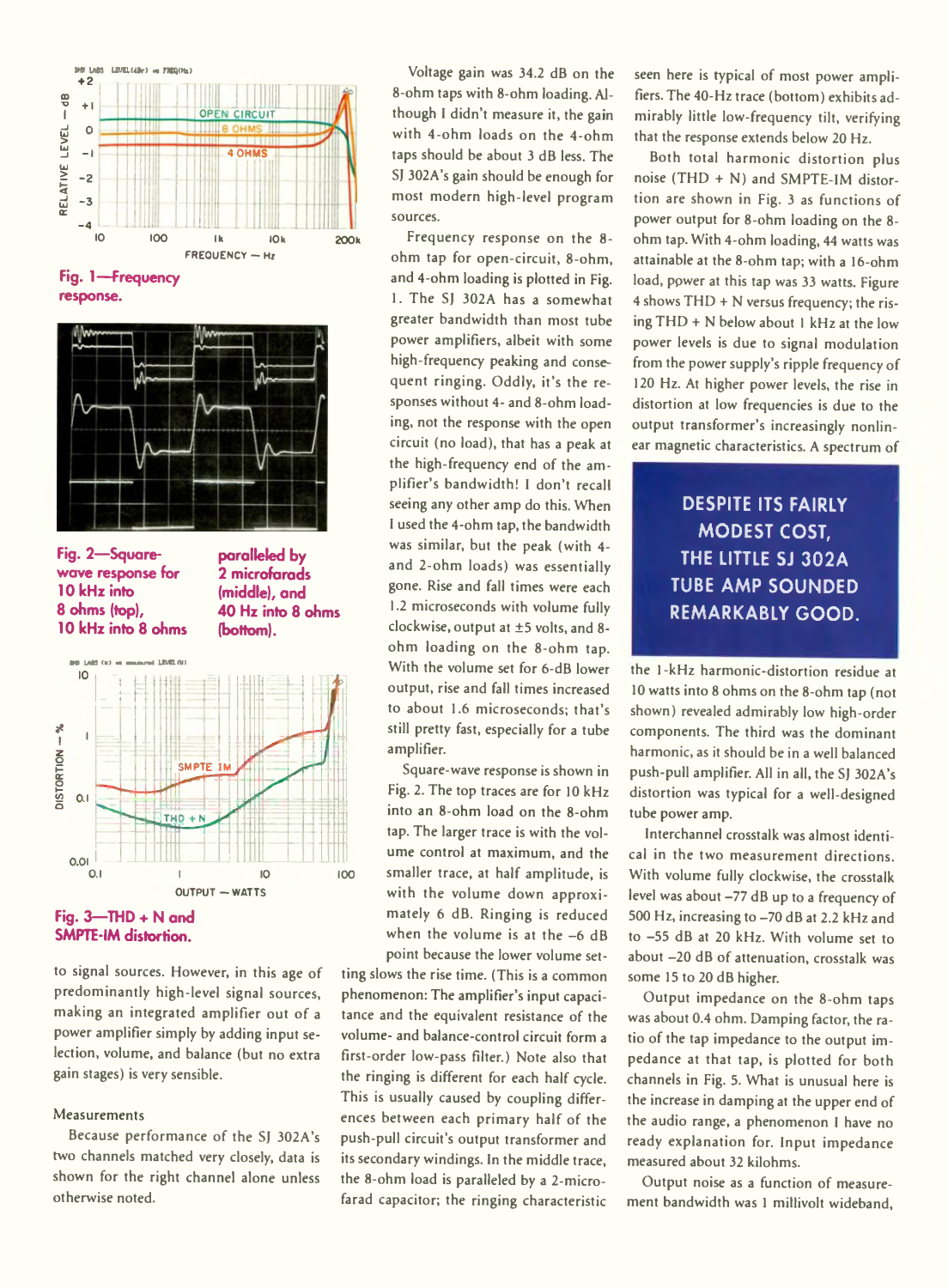Fig. 1—Frequency response.

Fig. 2—Square-wave response for 10 kHz into 8 ohms (top), 10 kHz into 8 ohms paralleled by 2 microfarads (middle), and 40 Hz into 8 ohms (bottom).

Fig. 3—THD + N and SMPTE-IM distortion.

to signal sources. However, in this age of predominantly high-level signal sources, making an integrated amplifier out of a power amplifier simply by adding input selection, volume, and balance (but no extra gain stages) is very sensible.

### Measurements

Because performance of the SJ 302A's two channels matched very closely, data is shown for the right channel alone unless otherwise noted.

Voltage gain was 34.2 dB on the 8-ohm taps with 8-ohm loading. Although I didn't measure it, the gain with 4-ohm loads on the 4-ohm taps should be about 3 dB less. The SJ 302A's gain should be enough for most modern high-level program sources.

Frequency response on the 8-ohm tap for open-circuit, 8-ohm, and 4-ohm loading is plotted in Fig. 1. The SJ 302A has a somewhat greater bandwidth than most tube power amplifiers, albeit with some high-frequency peaking and consequent ringing. Oddly, it's the responses without 4- and 8-ohm loading, not the response with the open circuit (no load), that has a peak at the high-frequency end of the amplifier's bandwidth! I don't recall seeing any other amp do this. When I used the 4-ohm tap, the bandwidth was similar, but the peak (with 4- and 2-ohm loads) was essentially gone. Rise and fall times were each 1.2 microseconds with volume fully clockwise, output at ±5 volts, and 8-ohm loading on the 8-ohm tap. With the volume set for 6-dB lower output, rise and fall times increased to about 1.6 microseconds; that's still pretty fast, especially for a tube amplifier.

Square-wave response is shown in Fig. 2. The top traces are for 10 kHz into an 8-ohm load on the 8-ohm tap. The larger trace is with the volume control at maximum, and the smaller trace, at half amplitude, is with the volume down approximately 6 dB. Ringing is reduced when the volume is at the −6 dB point because the lower volume setting slows the rise time. (This is a common phenomenon: The amplifier's input capacitance and the equivalent resistance of the volume- and balance-control circuit form a first-order low-pass filter.) Note also that the ringing is different for each half cycle. This is usually caused by coupling differences between each primary half of the push-pull circuit's output transformer and its secondary windings. In the middle trace, the 8-ohm load is paralleled by a 2-microfarad capacitor; the ringing characteristic seen here is typical of most power amplifiers. The 40-Hz trace (bottom) exhibits admirably little low-frequency tilt, verifying that the response extends below 20 Hz.

Both total harmonic distortion plus noise (THD + N) and SMPTE-IM distortion are shown in Fig. 3 as functions of power output for 8-ohm loading on the 8-ohm tap. With 4-ohm loading, 44 watts was attainable at the 8-ohm tap; with a 16-ohm load, power at this tap was 33 watts. Figure 4 shows THD + N versus frequency; the rising THD + N below about 1 kHz at the low power levels is due to signal modulation from the power supply's ripple frequency of 120 Hz. At higher power levels, the rise in distortion at low frequencies is due to the output transformer's increasingly nonlinear magnetic characteristics. A spectrum of the 1-kHz harmonic-distortion residue at 10 watts into 8 ohms on the 8-ohm tap (not shown) revealed admirably low high-order components. The third was the dominant harmonic, as it should be in a well balanced push-pull amplifier. All in all, the SJ 302A's distortion was typical for a well-designed tube power amp.

**DESPITE ITS FAIRLY MODEST COST, THE LITTLE SJ 302A TUBE AMP SOUNDED REMARKABLY GOOD.**

Interchannel crosstalk was almost identical in the two measurement directions. With volume fully clockwise, the crosstalk level was about −77 dB up to a frequency of 500 Hz, increasing to −70 dB at 2.2 kHz and to −55 dB at 20 kHz. With volume set to about −20 dB of attenuation, crosstalk was some 15 to 20 dB higher.

Output impedance on the 8-ohm taps was about 0.4 ohm. Damping factor, the ratio of the tap impedance to the output impedance at that tap, is plotted for both channels in Fig. 5. What is unusual here is the increase in damping at the upper end of the audio range, a phenomenon I have no ready explanation for. Input impedance measured about 32 kilohms.

Output noise as a function of measurement bandwidth was 1 millivolt wideband,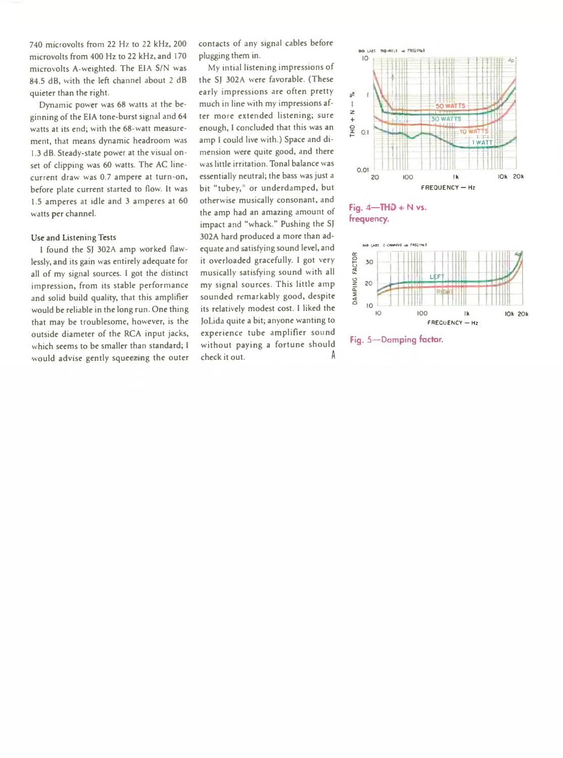740 microvolts from 22 Hz to 22 kHz, 200 microvolts from 400 Hz to 22 kHz, and 170 microvolts A-weighted. The EIA S/N was 84.5 dB, with the left channel about 2 dB quieter than the right.

Dynamic power was 68 watts at the beginning of the EIA tone-burst signal and 64 watts at its end; with the 68-watt measurement, that means dynamic headroom was 1.3 dB. Steady-state power at the visual onset of clipping was 60 watts. The AC line-current draw was 0.7 ampere at turn-on, before plate current started to flow. It was 1.5 amperes at idle and 3 amperes at 60 watts per channel.

### Use and Listening Tests

I found the SJ 302A amp worked flawlessly, and its gain was entirely adequate for all of my signal sources. I got the distinct impression, from its stable performance and solid build quality, that this amplifier would be reliable in the long run. One thing that may be troublesome, however, is the outside diameter of the RCA input jacks, which seems to be smaller than standard; I would advise gently squeezing the outer contacts of any signal cables before plugging them in.

My intial listening impressions of the SJ 302A were favorable. (These early impressions are often pretty much in line with my impressions after more extended listening; sure enough, I concluded that this was an amp I could live with.) Space and dimension were quite good, and there was little irritation. Tonal balance was essentially neutral; the bass was just a bit "tubey," or underdamped, but otherwise musically consonant, and the amp had an amazing amount of impact and "whack." Pushing the SJ 302A hard produced a more than adequate and satisfying sound level, and it overloaded gracefully. I got very musically satisfying sound with all my signal sources. This little amp sounded remarkably good, despite its relatively modest cost. I liked the JoLida quite a bit; anyone wanting to experience tube amplifier sound without paying a fortune should check it out. A

THD + N — %
10
1
0.1
0.01
20 100 1k 10k 20k
FREQUENCY — Hz
50 WATTS
30 WATTS
10 WATTS
1 WATT

Fig. 4—THD + N vs. frequency.

DAMPING FACTOR
30
20
10
10 100 1k 10k 20k
FREQUENCY — Hz
LEFT
RIGHT

Fig. 5—Damping factor.